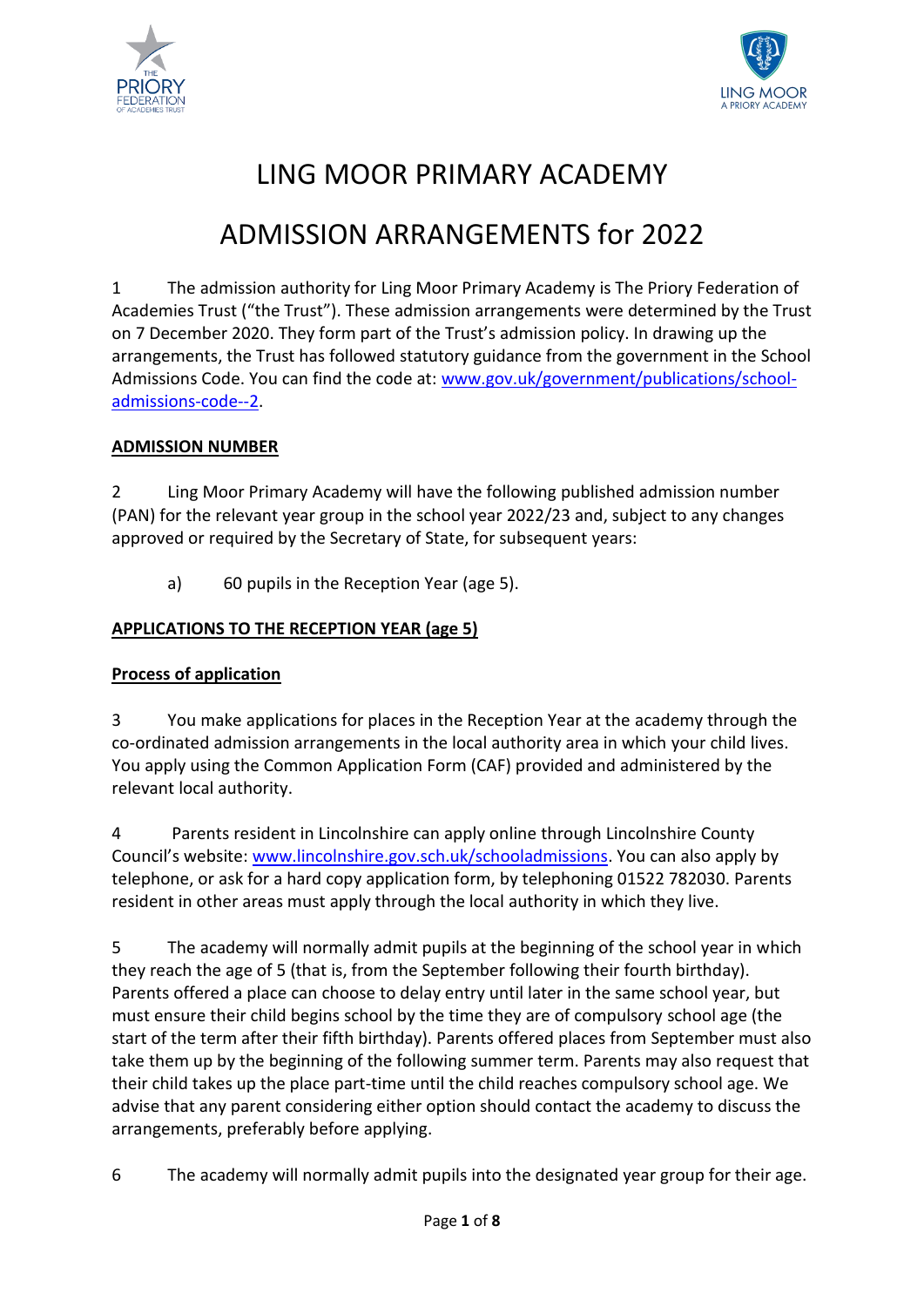# LING MOOR PRIMARY ACADEMY

# ADMISSION ARRANGEMENTS for 2022

1 The admission authority for Ling Moor Primary Academy is The Priory Federation of Academies Trust ("the Trust"). These admission arrangements were determined by the Trust on 7 December 2020. They form part of the Trust's admission policy. In drawing up the arrangements, the Trust has followed statutory guidance from the government in the School Admissions Code. You can find the code at: www.gov.uk/government/publications/school-admissions-code--2.

**ADMISSION NUMBER**

2 Ling Moor Primary Academy will have the following published admission number (PAN) for the relevant year group in the school year 2022/23 and, subject to any changes approved or required by the Secretary of State, for subsequent years:

a) 60 pupils in the Reception Year (age 5).

**APPLICATIONS TO THE RECEPTION YEAR (age 5)**

**Process of application**

3 You make applications for places in the Reception Year at the academy through the co-ordinated admission arrangements in the local authority area in which your child lives. You apply using the Common Application Form (CAF) provided and administered by the relevant local authority.

4 Parents resident in Lincolnshire can apply online through Lincolnshire County Council's website: www.lincolnshire.gov.sch.uk/schooladmissions. You can also apply by telephone, or ask for a hard copy application form, by telephoning 01522 782030. Parents resident in other areas must apply through the local authority in which they live.

5 The academy will normally admit pupils at the beginning of the school year in which they reach the age of 5 (that is, from the September following their fourth birthday). Parents offered a place can choose to delay entry until later in the same school year, but must ensure their child begins school by the time they are of compulsory school age (the start of the term after their fifth birthday). Parents offered places from September must also take them up by the beginning of the following summer term. Parents may also request that their child takes up the place part-time until the child reaches compulsory school age. We advise that any parent considering either option should contact the academy to discuss the arrangements, preferably before applying.

6 The academy will normally admit pupils into the designated year group for their age.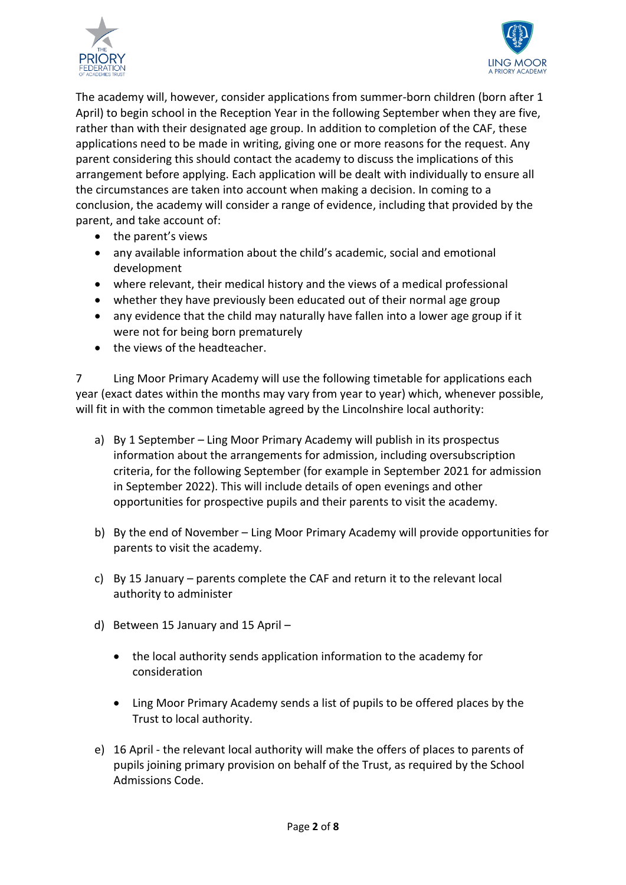The academy will, however, consider applications from summer-born children (born after 1 April) to begin school in the Reception Year in the following September when they are five, rather than with their designated age group. In addition to completion of the CAF, these applications need to be made in writing, giving one or more reasons for the request. Any parent considering this should contact the academy to discuss the implications of this arrangement before applying. Each application will be dealt with individually to ensure all the circumstances are taken into account when making a decision. In coming to a conclusion, the academy will consider a range of evidence, including that provided by the parent, and take account of:

- the parent's views
- any available information about the child's academic, social and emotional development
- where relevant, their medical history and the views of a medical professional
- whether they have previously been educated out of their normal age group
- any evidence that the child may naturally have fallen into a lower age group if it were not for being born prematurely
- the views of the headteacher.

7 Ling Moor Primary Academy will use the following timetable for applications each year (exact dates within the months may vary from year to year) which, whenever possible, will fit in with the common timetable agreed by the Lincolnshire local authority:

a) By 1 September – Ling Moor Primary Academy will publish in its prospectus information about the arrangements for admission, including oversubscription criteria, for the following September (for example in September 2021 for admission in September 2022). This will include details of open evenings and other opportunities for prospective pupils and their parents to visit the academy.

b) By the end of November – Ling Moor Primary Academy will provide opportunities for parents to visit the academy.

c) By 15 January – parents complete the CAF and return it to the relevant local authority to administer

d) Between 15 January and 15 April –

   - the local authority sends application information to the academy for consideration

   - Ling Moor Primary Academy sends a list of pupils to be offered places by the Trust to local authority.

e) 16 April - the relevant local authority will make the offers of places to parents of pupils joining primary provision on behalf of the Trust, as required by the School Admissions Code.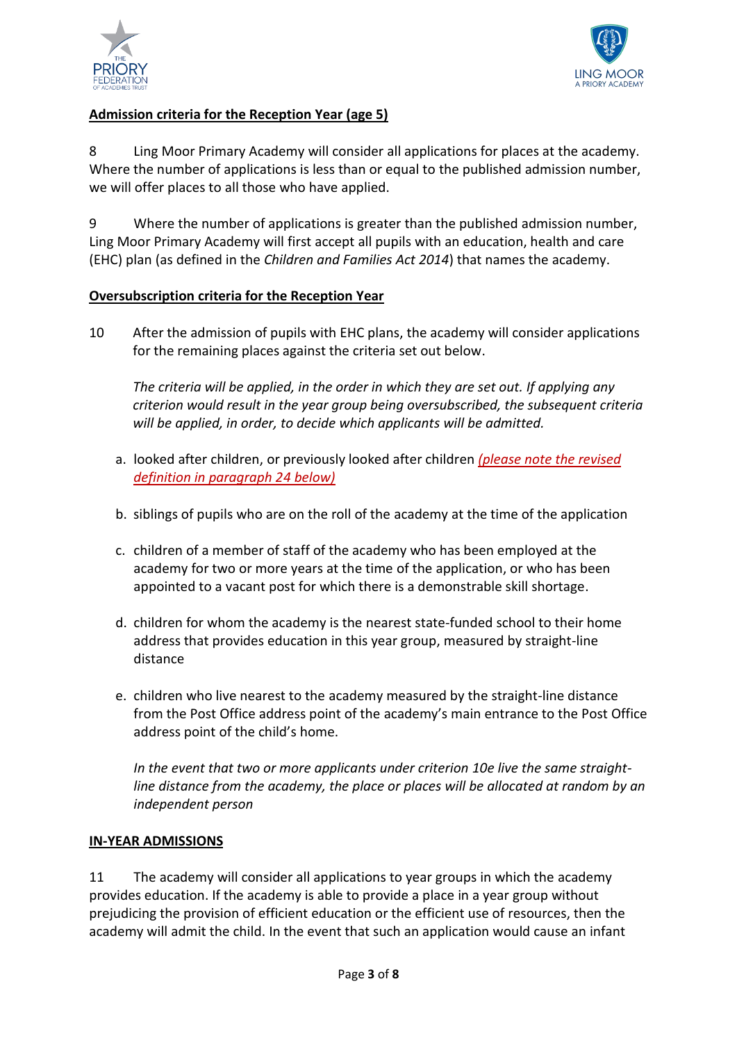**Admission criteria for the Reception Year (age 5)**

8 Ling Moor Primary Academy will consider all applications for places at the academy. Where the number of applications is less than or equal to the published admission number, we will offer places to all those who have applied.

9 Where the number of applications is greater than the published admission number, Ling Moor Primary Academy will first accept all pupils with an education, health and care (EHC) plan (as defined in the *Children and Families Act 2014*) that names the academy.

**Oversubscription criteria for the Reception Year**

10 After the admission of pupils with EHC plans, the academy will consider applications for the remaining places against the criteria set out below.

*The criteria will be applied, in the order in which they are set out. If applying any criterion would result in the year group being oversubscribed, the subsequent criteria will be applied, in order, to decide which applicants will be admitted.*

a. looked after children, or previously looked after children *(please note the revised definition in paragraph 24 below)*

b. siblings of pupils who are on the roll of the academy at the time of the application

c. children of a member of staff of the academy who has been employed at the academy for two or more years at the time of the application, or who has been appointed to a vacant post for which there is a demonstrable skill shortage.

d. children for whom the academy is the nearest state-funded school to their home address that provides education in this year group, measured by straight-line distance

e. children who live nearest to the academy measured by the straight-line distance from the Post Office address point of the academy's main entrance to the Post Office address point of the child's home.

*In the event that two or more applicants under criterion 10e live the same straight-line distance from the academy, the place or places will be allocated at random by an independent person*

**IN-YEAR ADMISSIONS**

11 The academy will consider all applications to year groups in which the academy provides education. If the academy is able to provide a place in a year group without prejudicing the provision of efficient education or the efficient use of resources, then the academy will admit the child. In the event that such an application would cause an infant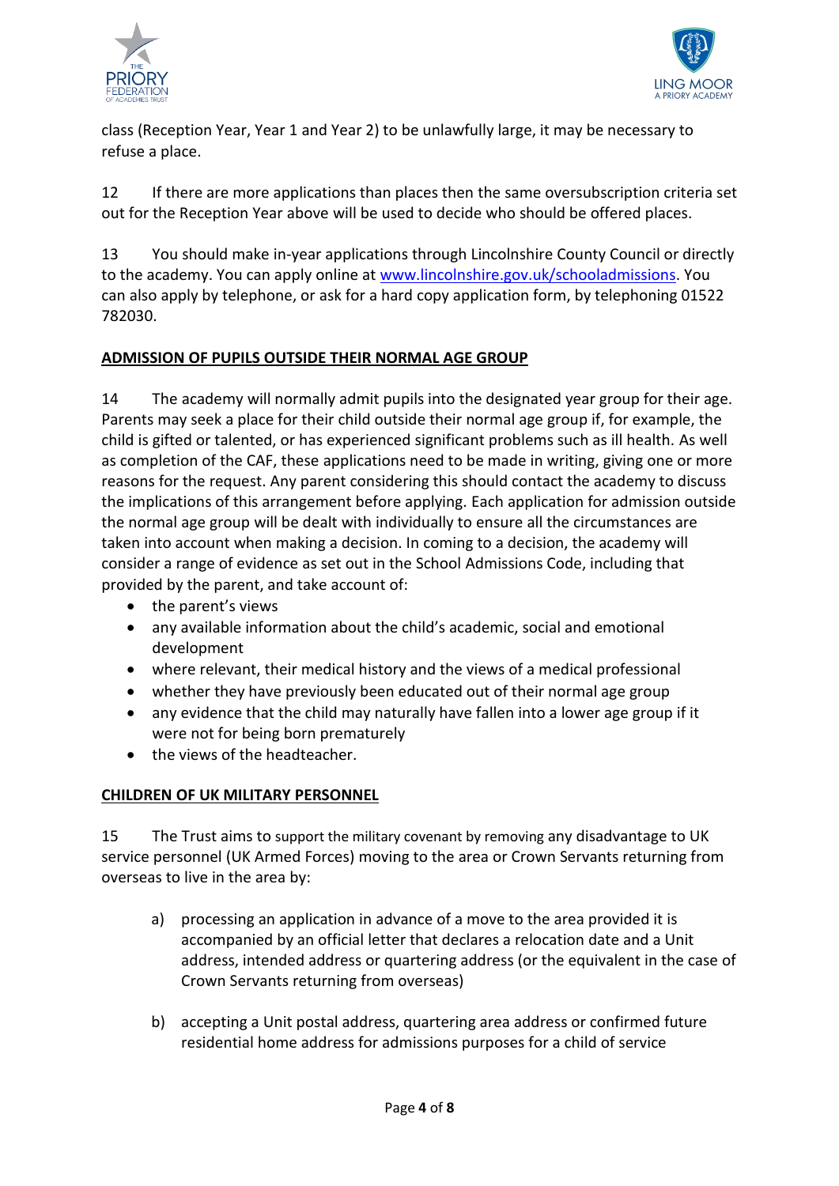class (Reception Year, Year 1 and Year 2) to be unlawfully large, it may be necessary to refuse a place.

12 If there are more applications than places then the same oversubscription criteria set out for the Reception Year above will be used to decide who should be offered places.

13 You should make in-year applications through Lincolnshire County Council or directly to the academy. You can apply online at [www.lincolnshire.gov.uk/schooladmissions](www.lincolnshire.gov.uk/schooladmissions). You can also apply by telephone, or ask for a hard copy application form, by telephoning 01522 782030.

## ADMISSION OF PUPILS OUTSIDE THEIR NORMAL AGE GROUP

14 The academy will normally admit pupils into the designated year group for their age. Parents may seek a place for their child outside their normal age group if, for example, the child is gifted or talented, or has experienced significant problems such as ill health. As well as completion of the CAF, these applications need to be made in writing, giving one or more reasons for the request. Any parent considering this should contact the academy to discuss the implications of this arrangement before applying. Each application for admission outside the normal age group will be dealt with individually to ensure all the circumstances are taken into account when making a decision. In coming to a decision, the academy will consider a range of evidence as set out in the School Admissions Code, including that provided by the parent, and take account of:

- the parent's views
- any available information about the child's academic, social and emotional development
- where relevant, their medical history and the views of a medical professional
- whether they have previously been educated out of their normal age group
- any evidence that the child may naturally have fallen into a lower age group if it were not for being born prematurely
- the views of the headteacher.

## CHILDREN OF UK MILITARY PERSONNEL

15 The Trust aims to support the military covenant by removing any disadvantage to UK service personnel (UK Armed Forces) moving to the area or Crown Servants returning from overseas to live in the area by:

a) processing an application in advance of a move to the area provided it is accompanied by an official letter that declares a relocation date and a Unit address, intended address or quartering address (or the equivalent in the case of Crown Servants returning from overseas)

b) accepting a Unit postal address, quartering area address or confirmed future residential home address for admissions purposes for a child of service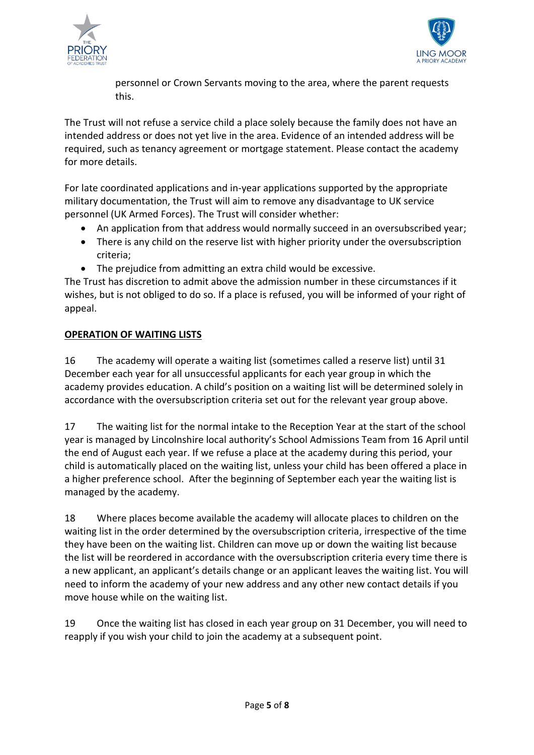personnel or Crown Servants moving to the area, where the parent requests this.

The Trust will not refuse a service child a place solely because the family does not have an intended address or does not yet live in the area. Evidence of an intended address will be required, such as tenancy agreement or mortgage statement. Please contact the academy for more details.

For late coordinated applications and in-year applications supported by the appropriate military documentation, the Trust will aim to remove any disadvantage to UK service personnel (UK Armed Forces). The Trust will consider whether:

- An application from that address would normally succeed in an oversubscribed year;
- There is any child on the reserve list with higher priority under the oversubscription criteria;
- The prejudice from admitting an extra child would be excessive.

The Trust has discretion to admit above the admission number in these circumstances if it wishes, but is not obliged to do so. If a place is refused, you will be informed of your right of appeal.

## OPERATION OF WAITING LISTS

16 The academy will operate a waiting list (sometimes called a reserve list) until 31 December each year for all unsuccessful applicants for each year group in which the academy provides education. A child's position on a waiting list will be determined solely in accordance with the oversubscription criteria set out for the relevant year group above.

17 The waiting list for the normal intake to the Reception Year at the start of the school year is managed by Lincolnshire local authority's School Admissions Team from 16 April until the end of August each year. If we refuse a place at the academy during this period, your child is automatically placed on the waiting list, unless your child has been offered a place in a higher preference school. After the beginning of September each year the waiting list is managed by the academy.

18 Where places become available the academy will allocate places to children on the waiting list in the order determined by the oversubscription criteria, irrespective of the time they have been on the waiting list. Children can move up or down the waiting list because the list will be reordered in accordance with the oversubscription criteria every time there is a new applicant, an applicant's details change or an applicant leaves the waiting list. You will need to inform the academy of your new address and any other new contact details if you move house while on the waiting list.

19 Once the waiting list has closed in each year group on 31 December, you will need to reapply if you wish your child to join the academy at a subsequent point.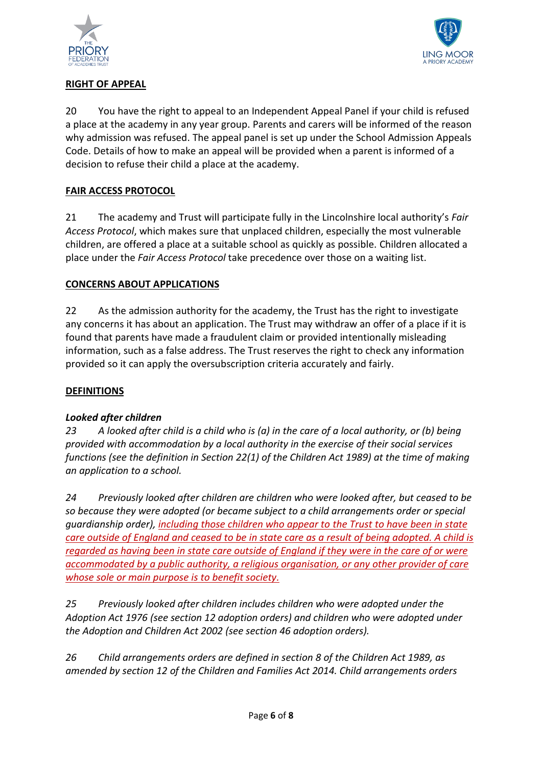**RIGHT OF APPEAL**

20 You have the right to appeal to an Independent Appeal Panel if your child is refused a place at the academy in any year group. Parents and carers will be informed of the reason why admission was refused. The appeal panel is set up under the School Admission Appeals Code. Details of how to make an appeal will be provided when a parent is informed of a decision to refuse their child a place at the academy.

**FAIR ACCESS PROTOCOL**

21 The academy and Trust will participate fully in the Lincolnshire local authority's *Fair Access Protocol*, which makes sure that unplaced children, especially the most vulnerable children, are offered a place at a suitable school as quickly as possible. Children allocated a place under the *Fair Access Protocol* take precedence over those on a waiting list.

**CONCERNS ABOUT APPLICATIONS**

22 As the admission authority for the academy, the Trust has the right to investigate any concerns it has about an application. The Trust may withdraw an offer of a place if it is found that parents have made a fraudulent claim or provided intentionally misleading information, such as a false address. The Trust reserves the right to check any information provided so it can apply the oversubscription criteria accurately and fairly.

**DEFINITIONS**

***Looked after children***

*23 A looked after child is a child who is (a) in the care of a local authority, or (b) being provided with accommodation by a local authority in the exercise of their social services functions (see the definition in Section 22(1) of the Children Act 1989) at the time of making an application to a school.*

*24 Previously looked after children are children who were looked after, but ceased to be so because they were adopted (or became subject to a child arrangements order or special guardianship order), including those children who appear to the Trust to have been in state care outside of England and ceased to be in state care as a result of being adopted. A child is regarded as having been in state care outside of England if they were in the care of or were accommodated by a public authority, a religious organisation, or any other provider of care whose sole or main purpose is to benefit society.*

*25 Previously looked after children includes children who were adopted under the Adoption Act 1976 (see section 12 adoption orders) and children who were adopted under the Adoption and Children Act 2002 (see section 46 adoption orders).*

*26 Child arrangements orders are defined in section 8 of the Children Act 1989, as amended by section 12 of the Children and Families Act 2014. Child arrangements orders*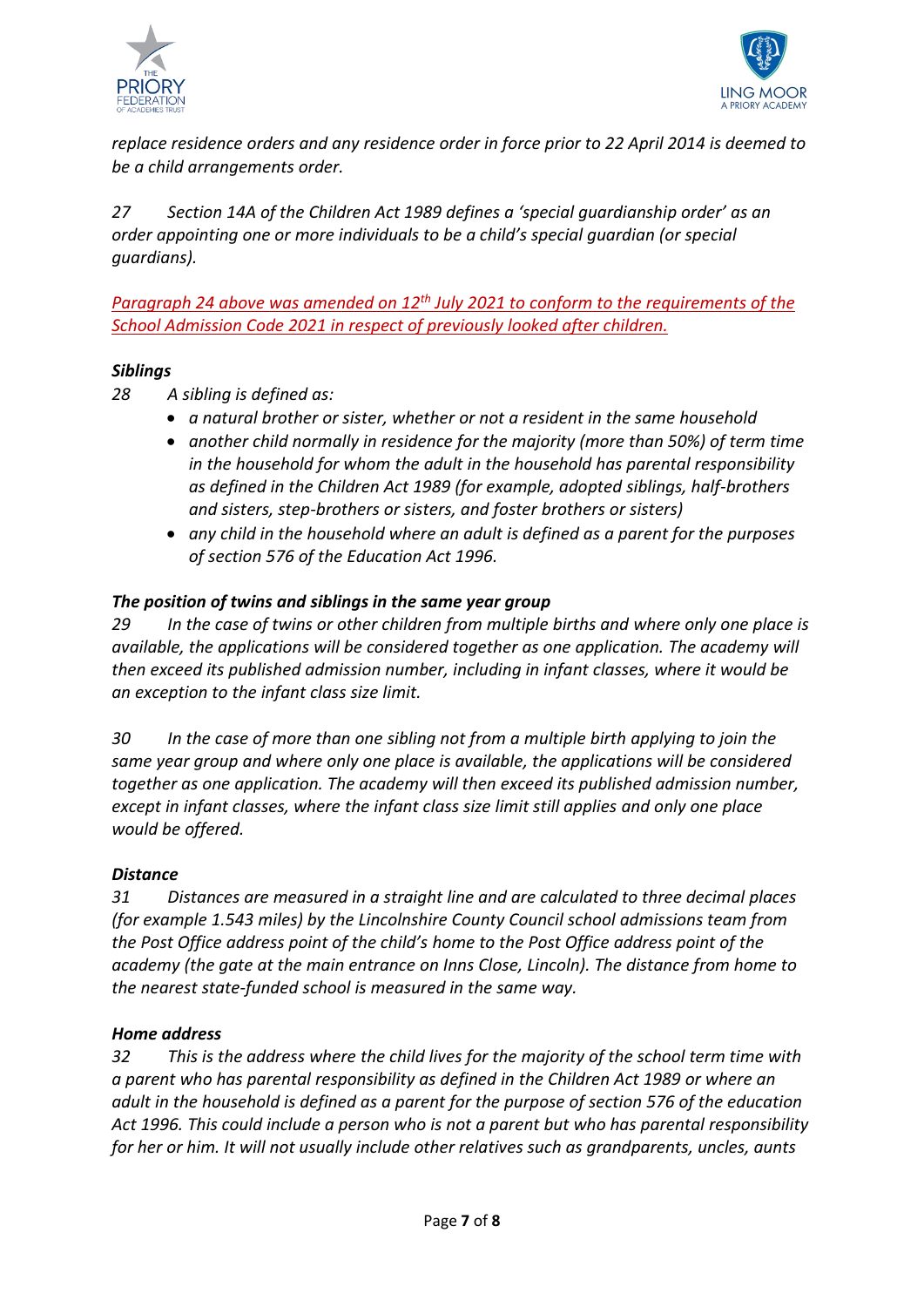*replace residence orders and any residence order in force prior to 22 April 2014 is deemed to be a child arrangements order.*

*27 Section 14A of the Children Act 1989 defines a 'special guardianship order' as an order appointing one or more individuals to be a child's special guardian (or special guardians).*

*Paragraph 24 above was amended on 12th July 2021 to conform to the requirements of the School Admission Code 2021 in respect of previously looked after children.*

***Siblings***

*28 A sibling is defined as:*

- *a natural brother or sister, whether or not a resident in the same household*
- *another child normally in residence for the majority (more than 50%) of term time in the household for whom the adult in the household has parental responsibility as defined in the Children Act 1989 (for example, adopted siblings, half-brothers and sisters, step-brothers or sisters, and foster brothers or sisters)*
- *any child in the household where an adult is defined as a parent for the purposes of section 576 of the Education Act 1996.*

***The position of twins and siblings in the same year group***

*29 In the case of twins or other children from multiple births and where only one place is available, the applications will be considered together as one application. The academy will then exceed its published admission number, including in infant classes, where it would be an exception to the infant class size limit.*

*30 In the case of more than one sibling not from a multiple birth applying to join the same year group and where only one place is available, the applications will be considered together as one application. The academy will then exceed its published admission number, except in infant classes, where the infant class size limit still applies and only one place would be offered.*

***Distance***

*31 Distances are measured in a straight line and are calculated to three decimal places (for example 1.543 miles) by the Lincolnshire County Council school admissions team from the Post Office address point of the child's home to the Post Office address point of the academy (the gate at the main entrance on Inns Close, Lincoln). The distance from home to the nearest state-funded school is measured in the same way.*

***Home address***

*32 This is the address where the child lives for the majority of the school term time with a parent who has parental responsibility as defined in the Children Act 1989 or where an adult in the household is defined as a parent for the purpose of section 576 of the education Act 1996. This could include a person who is not a parent but who has parental responsibility for her or him. It will not usually include other relatives such as grandparents, uncles, aunts*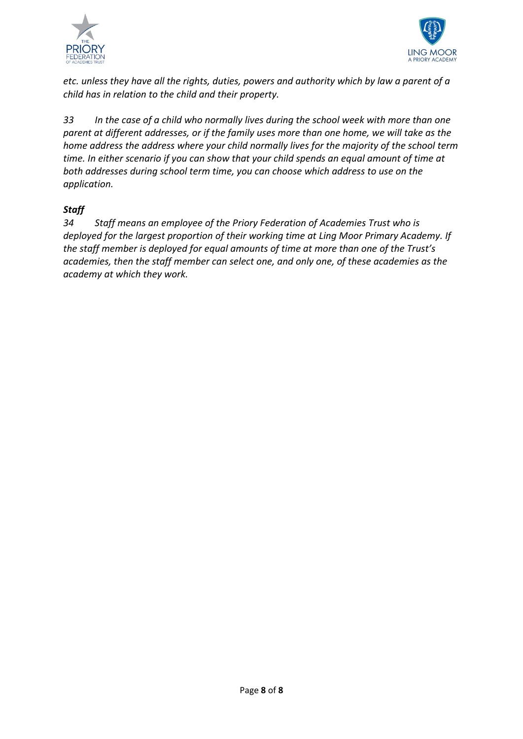*etc. unless they have all the rights, duties, powers and authority which by law a parent of a child has in relation to the child and their property.*

*33 In the case of a child who normally lives during the school week with more than one parent at different addresses, or if the family uses more than one home, we will take as the home address the address where your child normally lives for the majority of the school term time. In either scenario if you can show that your child spends an equal amount of time at both addresses during school term time, you can choose which address to use on the application.*

***Staff***

*34 Staff means an employee of the Priory Federation of Academies Trust who is deployed for the largest proportion of their working time at Ling Moor Primary Academy. If the staff member is deployed for equal amounts of time at more than one of the Trust's academies, then the staff member can select one, and only one, of these academies as the academy at which they work.*